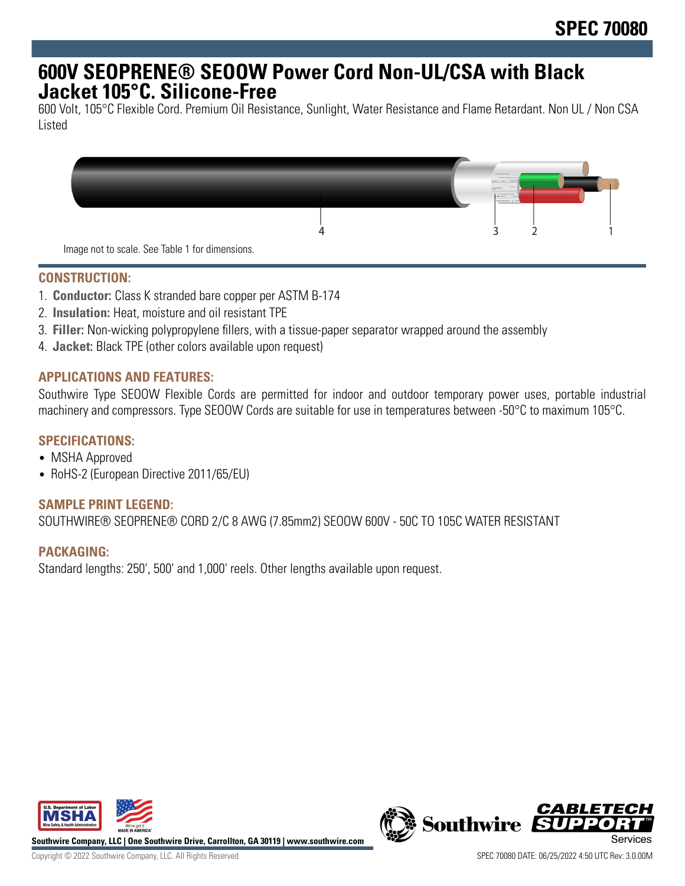# 600V SEOPRENE® SEOOW Power Cord Non-UL/CSA with Black Jacket 105°C. Silicone-Free

600 Volt, 105°C Flexible Cord. Premium Oil Resistance, Sunlight, Water Resistance and Flame Retardant. Non UL / Non CSA Listed

4
3
2
1

Image not to scale. See Table 1 for dimensions.

## CONSTRUCTION:

1. **Conductor:** Class K stranded bare copper per ASTM B-174
2. **Insulation:** Heat, moisture and oil resistant TPE
3. **Filler:** Non-wicking polypropylene fillers, with a tissue-paper separator wrapped around the assembly
4. **Jacket:** Black TPE (other colors available upon request)

## APPLICATIONS AND FEATURES:

Southwire Type SEOOW Flexible Cords are permitted for indoor and outdoor temporary power uses, portable industrial machinery and compressors. Type SEOOW Cords are suitable for use in temperatures between -50°C to maximum 105°C.

## SPECIFICATIONS:

- MSHA Approved
- RoHS-2 (European Directive 2011/65/EU)

## SAMPLE PRINT LEGEND:

SOUTHWIRE® SEOPRENE® CORD 2/C 8 AWG (7.85mm2) SEOOW 600V - 50C TO 105C WATER RESISTANT

## PACKAGING:

Standard lengths: 250', 500' and 1,000' reels. Other lengths available upon request.

Southwire Company, LLC | One Southwire Drive, Carrollton, GA 30119 | www.southwire.com

Copyright © 2022 Southwire Company, LLC. All Rights Reserved

SPEC 70080 DATE: 06/25/2022 4:50 UTC Rev: 3.0.00M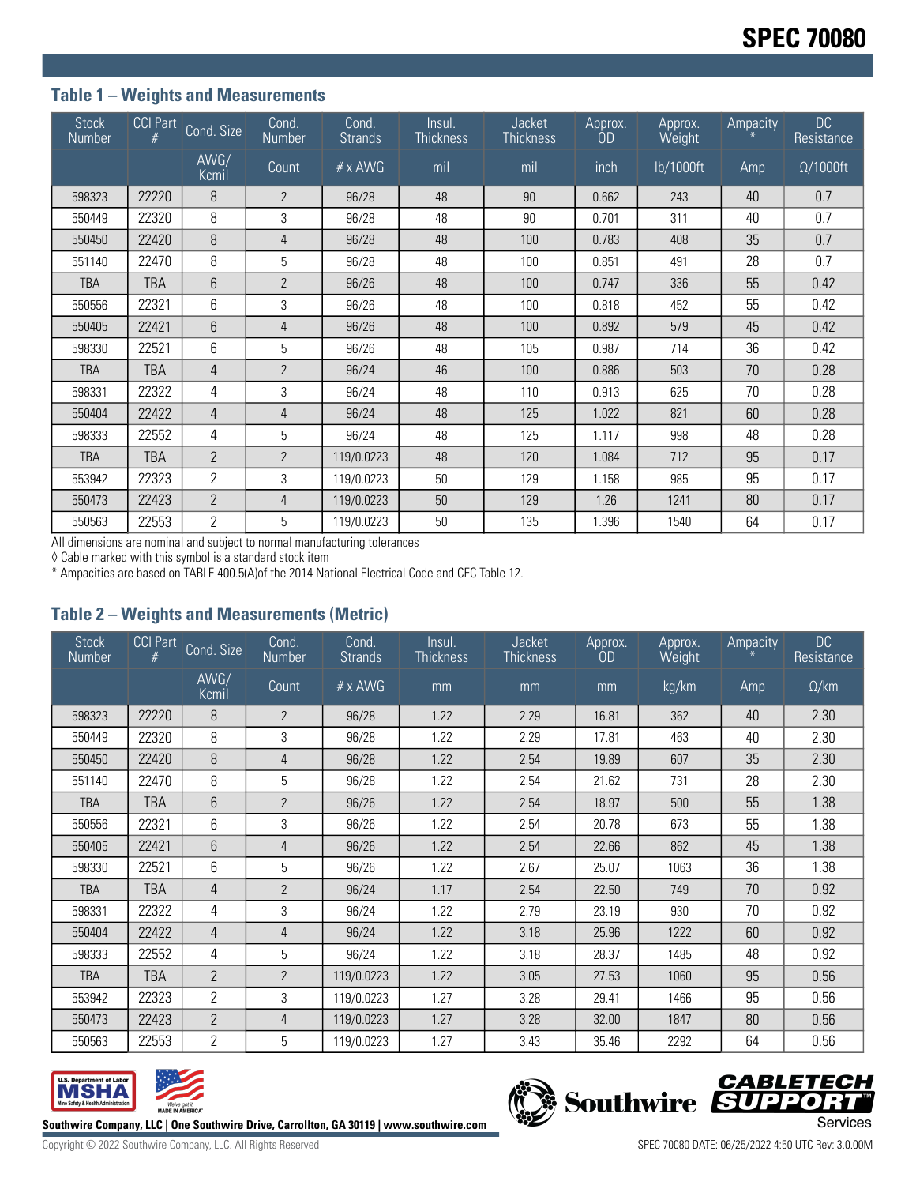# SPEC 70080

## Table 1 – Weights and Measurements

| Stock Number | CCI Part # | Cond. Size | Cond. Number | Cond. Strands | Insul. Thickness | Jacket Thickness | Approx. OD | Approx. Weight | Ampacity * | DC Resistance |
|---|---|---|---|---|---|---|---|---|---|---|
| | | AWG/ Kcmil | Count | # x AWG | mil | mil | inch | lb/1000ft | Amp | Ω/1000ft |
| 598323 | 22220 | 8 | 2 | 96/28 | 48 | 90 | 0.662 | 243 | 40 | 0.7 |
| 550449 | 22320 | 8 | 3 | 96/28 | 48 | 90 | 0.701 | 311 | 40 | 0.7 |
| 550450 | 22420 | 8 | 4 | 96/28 | 48 | 100 | 0.783 | 408 | 35 | 0.7 |
| 551140 | 22470 | 8 | 5 | 96/28 | 48 | 100 | 0.851 | 491 | 28 | 0.7 |
| TBA | TBA | 6 | 2 | 96/26 | 48 | 100 | 0.747 | 336 | 55 | 0.42 |
| 550556 | 22321 | 6 | 3 | 96/26 | 48 | 100 | 0.818 | 452 | 55 | 0.42 |
| 550405 | 22421 | 6 | 4 | 96/26 | 48 | 100 | 0.892 | 579 | 45 | 0.42 |
| 598330 | 22521 | 6 | 5 | 96/26 | 48 | 105 | 0.987 | 714 | 36 | 0.42 |
| TBA | TBA | 4 | 2 | 96/24 | 46 | 100 | 0.886 | 503 | 70 | 0.28 |
| 598331 | 22322 | 4 | 3 | 96/24 | 48 | 110 | 0.913 | 625 | 70 | 0.28 |
| 550404 | 22422 | 4 | 4 | 96/24 | 48 | 125 | 1.022 | 821 | 60 | 0.28 |
| 598333 | 22552 | 4 | 5 | 96/24 | 48 | 125 | 1.117 | 998 | 48 | 0.28 |
| TBA | TBA | 2 | 2 | 119/0.0223 | 48 | 120 | 1.084 | 712 | 95 | 0.17 |
| 553942 | 22323 | 2 | 3 | 119/0.0223 | 50 | 129 | 1.158 | 985 | 95 | 0.17 |
| 550473 | 22423 | 2 | 4 | 119/0.0223 | 50 | 129 | 1.26 | 1241 | 80 | 0.17 |
| 550563 | 22553 | 2 | 5 | 119/0.0223 | 50 | 135 | 1.396 | 1540 | 64 | 0.17 |

All dimensions are nominal and subject to normal manufacturing tolerances

◊ Cable marked with this symbol is a standard stock item

* Ampacities are based on TABLE 400.5(A)of the 2014 National Electrical Code and CEC Table 12.

## Table 2 – Weights and Measurements (Metric)

| Stock Number | CCI Part # | Cond. Size | Cond. Number | Cond. Strands | Insul. Thickness | Jacket Thickness | Approx. OD | Approx. Weight | Ampacity * | DC Resistance |
|---|---|---|---|---|---|---|---|---|---|---|
| | | AWG/ Kcmil | Count | # x AWG | mm | mm | mm | kg/km | Amp | Ω/km |
| 598323 | 22220 | 8 | 2 | 96/28 | 1.22 | 2.29 | 16.81 | 362 | 40 | 2.30 |
| 550449 | 22320 | 8 | 3 | 96/28 | 1.22 | 2.29 | 17.81 | 463 | 40 | 2.30 |
| 550450 | 22420 | 8 | 4 | 96/28 | 1.22 | 2.54 | 19.89 | 607 | 35 | 2.30 |
| 551140 | 22470 | 8 | 5 | 96/28 | 1.22 | 2.54 | 21.62 | 731 | 28 | 2.30 |
| TBA | TBA | 6 | 2 | 96/26 | 1.22 | 2.54 | 18.97 | 500 | 55 | 1.38 |
| 550556 | 22321 | 6 | 3 | 96/26 | 1.22 | 2.54 | 20.78 | 673 | 55 | 1.38 |
| 550405 | 22421 | 6 | 4 | 96/26 | 1.22 | 2.54 | 22.66 | 862 | 45 | 1.38 |
| 598330 | 22521 | 6 | 5 | 96/26 | 1.22 | 2.67 | 25.07 | 1063 | 36 | 1.38 |
| TBA | TBA | 4 | 2 | 96/24 | 1.17 | 2.54 | 22.50 | 749 | 70 | 0.92 |
| 598331 | 22322 | 4 | 3 | 96/24 | 1.22 | 2.79 | 23.19 | 930 | 70 | 0.92 |
| 550404 | 22422 | 4 | 4 | 96/24 | 1.22 | 3.18 | 25.96 | 1222 | 60 | 0.92 |
| 598333 | 22552 | 4 | 5 | 96/24 | 1.22 | 3.18 | 28.37 | 1485 | 48 | 0.92 |
| TBA | TBA | 2 | 2 | 119/0.0223 | 1.22 | 3.05 | 27.53 | 1060 | 95 | 0.56 |
| 553942 | 22323 | 2 | 3 | 119/0.0223 | 1.27 | 3.28 | 29.41 | 1466 | 95 | 0.56 |
| 550473 | 22423 | 2 | 4 | 119/0.0223 | 1.27 | 3.28 | 32.00 | 1847 | 80 | 0.56 |
| 550563 | 22553 | 2 | 5 | 119/0.0223 | 1.27 | 3.43 | 35.46 | 2292 | 64 | 0.56 |

Southwire Company, LLC | One Southwire Drive, Carrollton, GA 30119 | www.southwire.com

Copyright © 2022 Southwire Company, LLC. All Rights Reserved

SPEC 70080 DATE: 06/25/2022 4:50 UTC Rev: 3.0.00M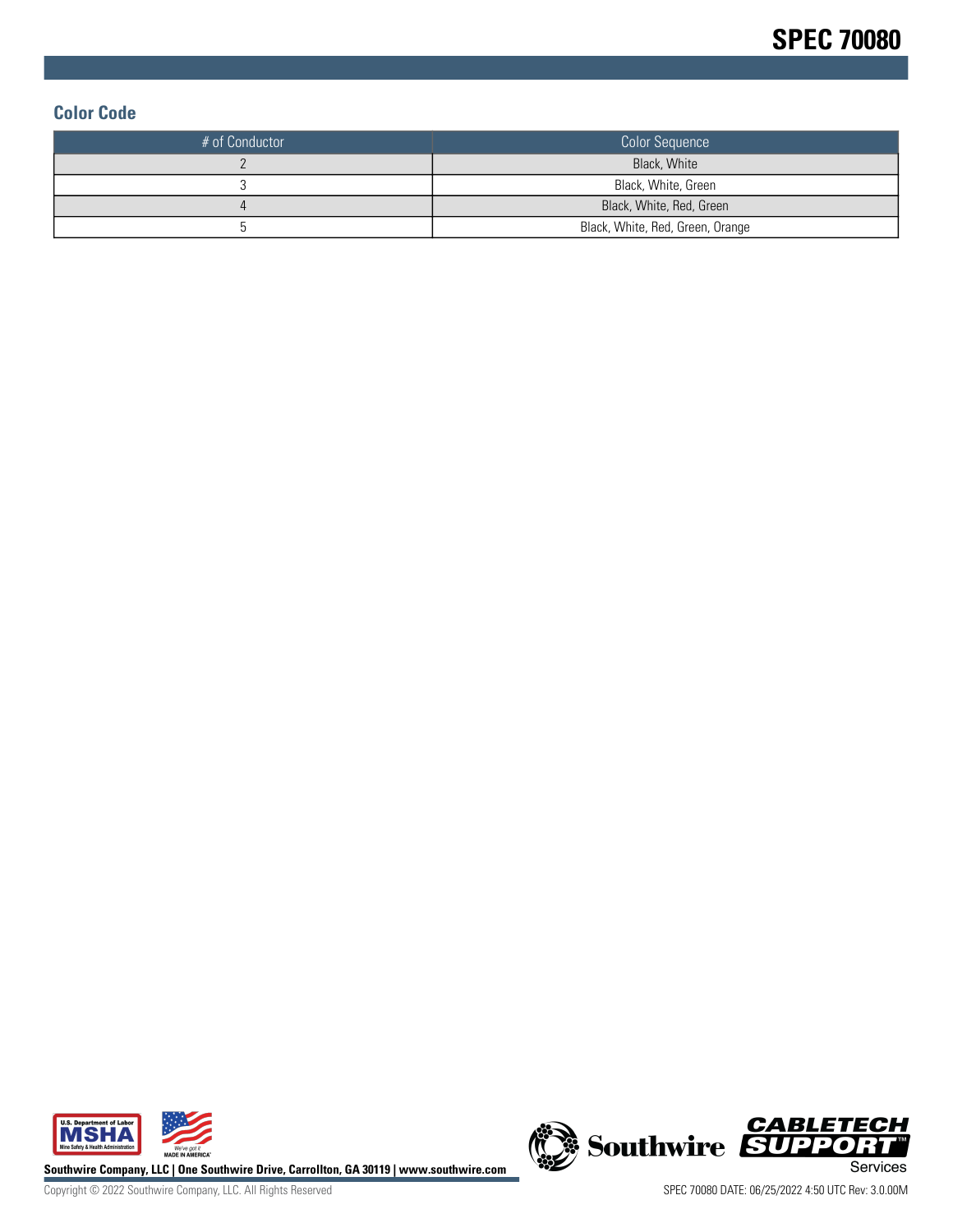## Color Code

| # of Conductor | Color Sequence |
| --- | --- |
| 2 | Black, White |
| 3 | Black, White, Green |
| 4 | Black, White, Red, Green |
| 5 | Black, White, Red, Green, Orange |

**Southwire Company, LLC | One Southwire Drive, Carrollton, GA 30119 | www.southwire.com**

Copyright © 2022 Southwire Company, LLC. All Rights Reserved

SPEC 70080 DATE: 06/25/2022 4:50 UTC Rev: 3.0.00M